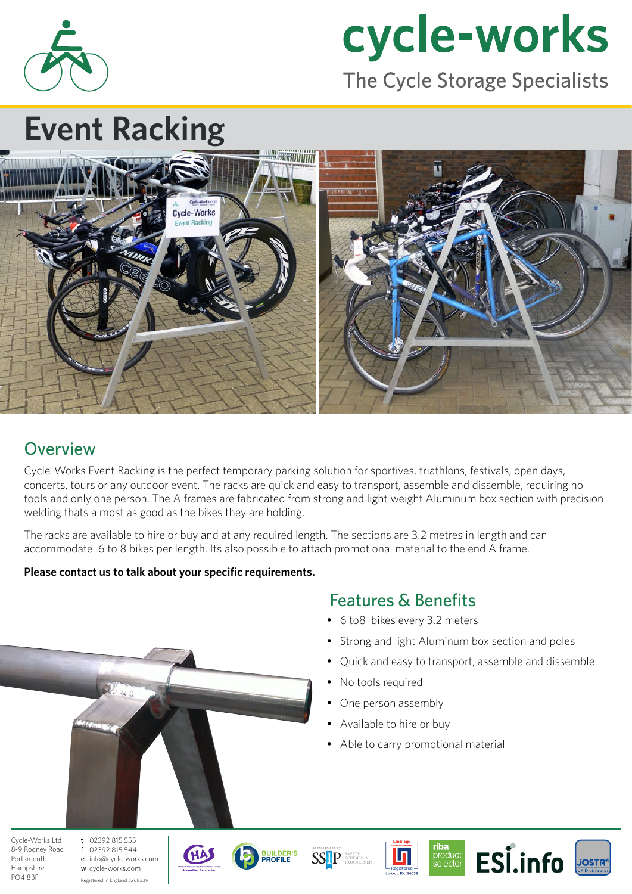# cycle-works

The Cycle Storage Specialists

# Event Racking

## Overview

Cycle-Works Event Racking is the perfect temporary parking solution for sportives, triathlons, festivals, open days, concerts, tours or any outdoor event. The racks are quick and easy to transport, assemble and dissemble, requiring no tools and only one person. The A frames are fabricated from strong and light weight Aluminum box section with precision welding thats almost as good as the bikes they are holding.

The racks are available to hire or buy and at any required length. The sections are 3.2 metres in length and can accommodate 6 to 8 bikes per length. Its also possible to attach promotional material to the end A frame.

**Please contact us to talk about your specific requirements.**

## Features & Benefits

- 6 to8 bikes every 3.2 meters
- Strong and light Aluminum box section and poles
- Quick and easy to transport, assemble and dissemble
- No tools required
- One person assembly
- Available to hire or buy
- Able to carry promotional material

Cycle-Works Ltd
8-9 Rodney Road
Portsmouth
Hampshire
PO4 8BF

t 02392 815 555
f 02392 815 544
e info@cycle-works.com
w cycle-works.com
Registered in England 3268339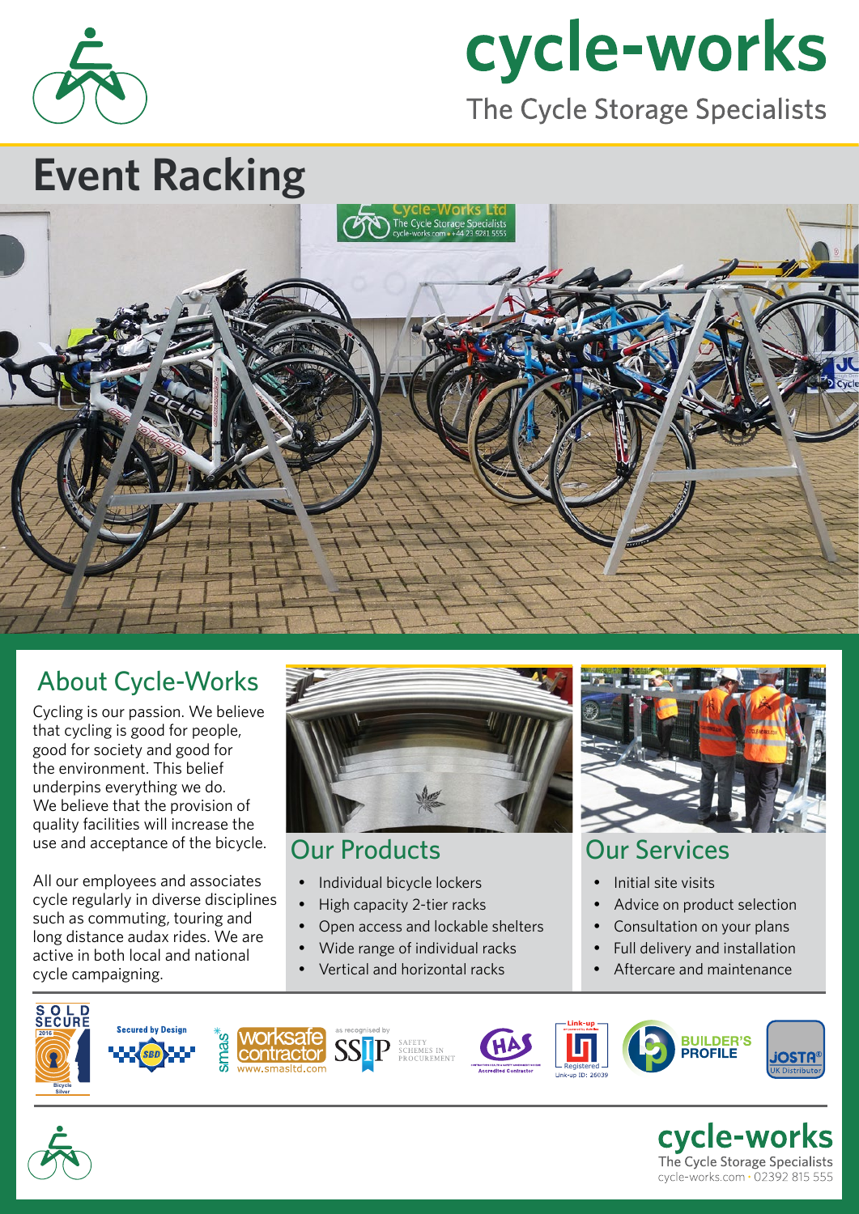# cycle-works

The Cycle Storage Specialists

## Event Racking

## About Cycle-Works

Cycling is our passion. We believe that cycling is good for people, good for society and good for the environment. This belief underpins everything we do. We believe that the provision of quality facilities will increase the use and acceptance of the bicycle.

All our employees and associates cycle regularly in diverse disciplines such as commuting, touring and long distance audax rides. We are active in both local and national cycle campaigning.

## Our Products

- Individual bicycle lockers
- High capacity 2-tier racks
- Open access and lockable shelters
- Wide range of individual racks
- Vertical and horizontal racks

## Our Services

- Initial site visits
- Advice on product selection
- Consultation on your plans
- Full delivery and installation
- Aftercare and maintenance

**cycle-works**

The Cycle Storage Specialists

cycle-works.com • 02392 815 555